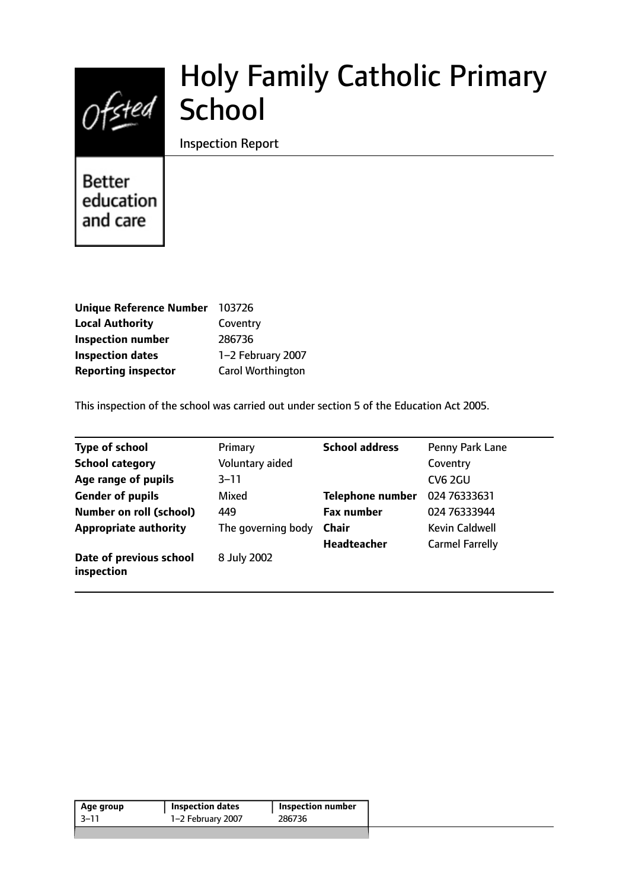# Holy Family Catholic Primary School

Inspection Report

Better education and care

| | |
|---|---|
| **Unique Reference Number** | 103726 |
| **Local Authority** | Coventry |
| **Inspection number** | 286736 |
| **Inspection dates** | 1–2 February 2007 |
| **Reporting inspector** | Carol Worthington |

This inspection of the school was carried out under section 5 of the Education Act 2005.

| | | | |
|---|---|---|---|
| **Type of school** | Primary | **School address** | Penny Park Lane |
| **School category** | Voluntary aided | | Coventry |
| **Age range of pupils** | 3–11 | | CV6 2GU |
| **Gender of pupils** | Mixed | **Telephone number** | 024 76333631 |
| **Number on roll (school)** | 449 | **Fax number** | 024 76333944 |
| **Appropriate authority** | The governing body | **Chair** | Kevin Caldwell |
| | | **Headteacher** | Carmel Farrelly |
| **Date of previous school inspection** | 8 July 2002 | | |

| Age group | Inspection dates | Inspection number |
|---|---|---|
| 3–11 | 1–2 February 2007 | 286736 |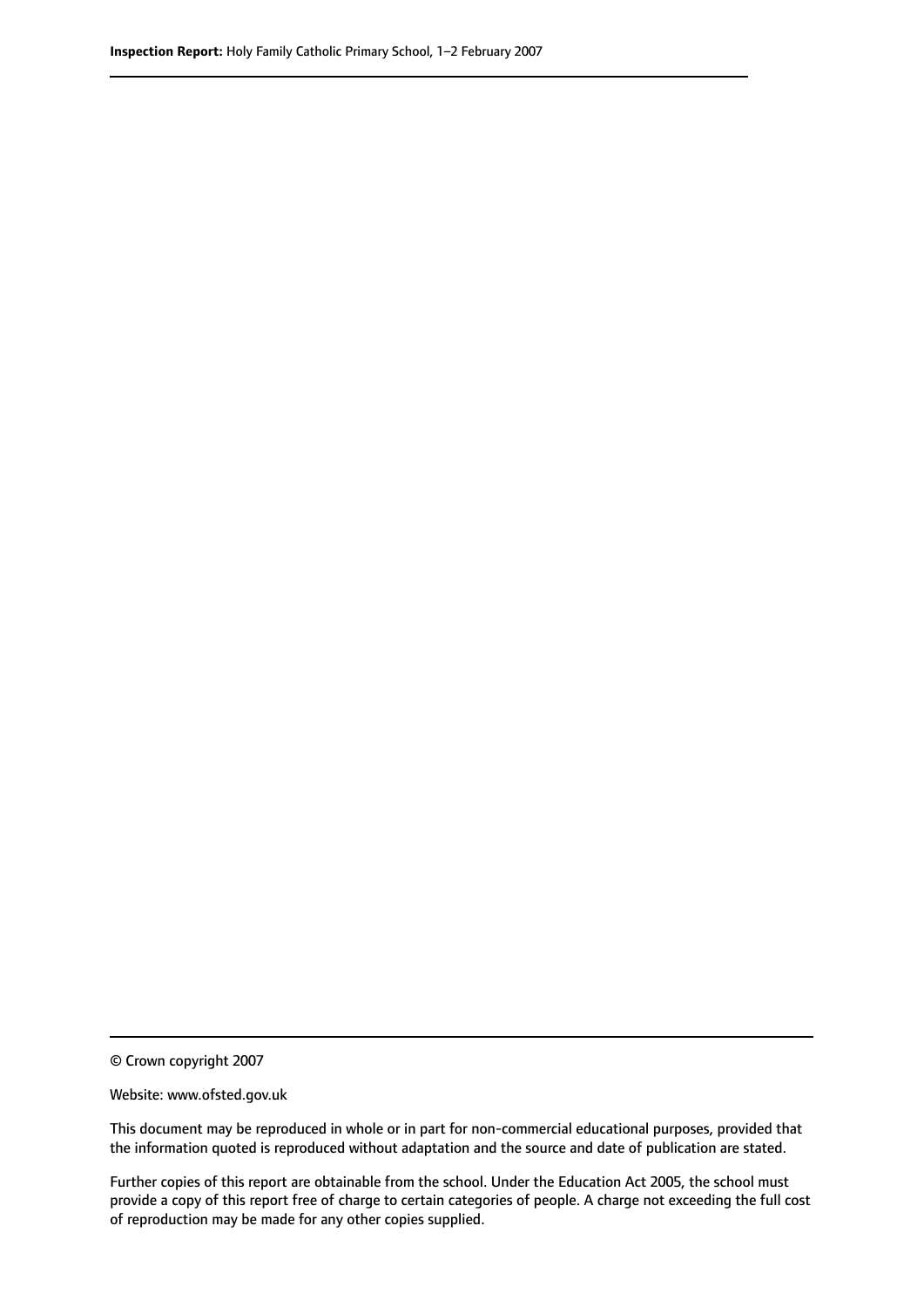© Crown copyright 2007

Website: www.ofsted.gov.uk

This document may be reproduced in whole or in part for non-commercial educational purposes, provided that the information quoted is reproduced without adaptation and the source and date of publication are stated.

Further copies of this report are obtainable from the school. Under the Education Act 2005, the school must provide a copy of this report free of charge to certain categories of people. A charge not exceeding the full cost of reproduction may be made for any other copies supplied.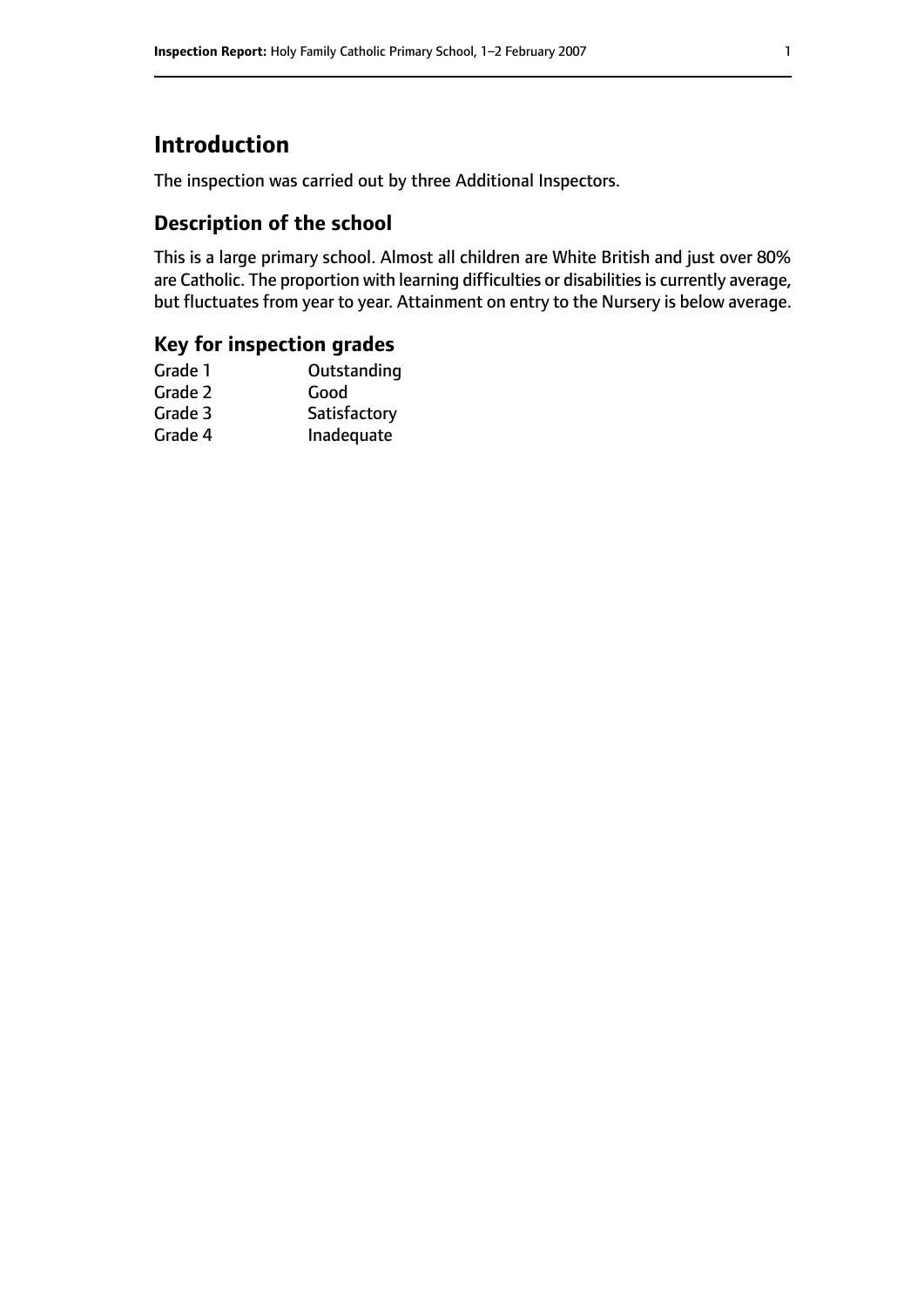# Introduction

The inspection was carried out by three Additional Inspectors.

## Description of the school

This is a large primary school. Almost all children are White British and just over 80% are Catholic. The proportion with learning difficulties or disabilities is currently average, but fluctuates from year to year. Attainment on entry to the Nursery is below average.

## Key for inspection grades

| | |
|---|---|
| Grade 1 | Outstanding |
| Grade 2 | Good |
| Grade 3 | Satisfactory |
| Grade 4 | Inadequate |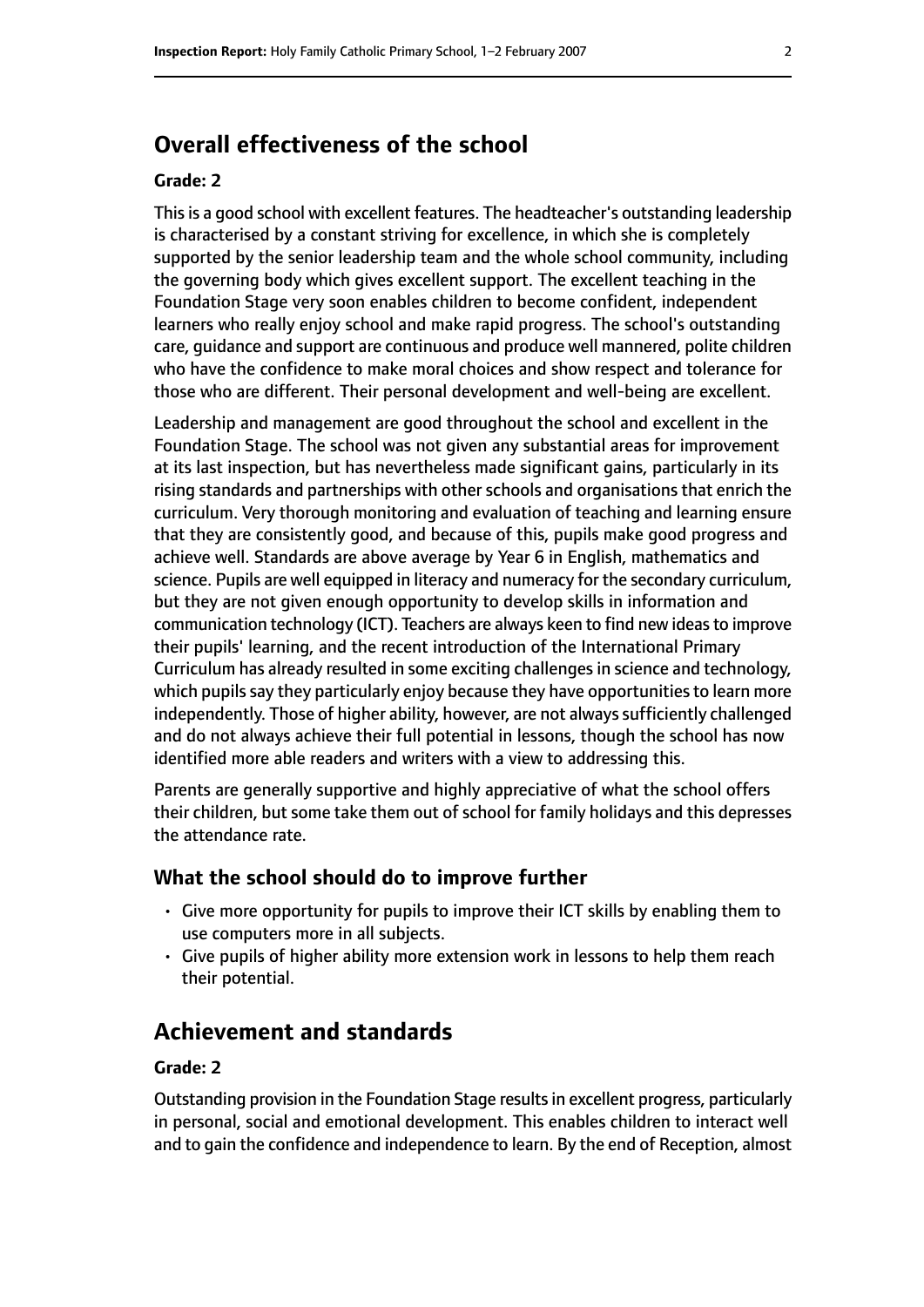## Overall effectiveness of the school

### Grade: 2

This is a good school with excellent features. The headteacher's outstanding leadership is characterised by a constant striving for excellence, in which she is completely supported by the senior leadership team and the whole school community, including the governing body which gives excellent support. The excellent teaching in the Foundation Stage very soon enables children to become confident, independent learners who really enjoy school and make rapid progress. The school's outstanding care, guidance and support are continuous and produce well mannered, polite children who have the confidence to make moral choices and show respect and tolerance for those who are different. Their personal development and well-being are excellent.

Leadership and management are good throughout the school and excellent in the Foundation Stage. The school was not given any substantial areas for improvement at its last inspection, but has nevertheless made significant gains, particularly in its rising standards and partnerships with other schools and organisations that enrich the curriculum. Very thorough monitoring and evaluation of teaching and learning ensure that they are consistently good, and because of this, pupils make good progress and achieve well. Standards are above average by Year 6 in English, mathematics and science. Pupils are well equipped in literacy and numeracy for the secondary curriculum, but they are not given enough opportunity to develop skills in information and communication technology (ICT). Teachers are always keen to find new ideas to improve their pupils' learning, and the recent introduction of the International Primary Curriculum has already resulted in some exciting challenges in science and technology, which pupils say they particularly enjoy because they have opportunities to learn more independently. Those of higher ability, however, are not always sufficiently challenged and do not always achieve their full potential in lessons, though the school has now identified more able readers and writers with a view to addressing this.

Parents are generally supportive and highly appreciative of what the school offers their children, but some take them out of school for family holidays and this depresses the attendance rate.

### What the school should do to improve further

- Give more opportunity for pupils to improve their ICT skills by enabling them to use computers more in all subjects.
- Give pupils of higher ability more extension work in lessons to help them reach their potential.

## Achievement and standards

### Grade: 2

Outstanding provision in the Foundation Stage results in excellent progress, particularly in personal, social and emotional development. This enables children to interact well and to gain the confidence and independence to learn. By the end of Reception, almost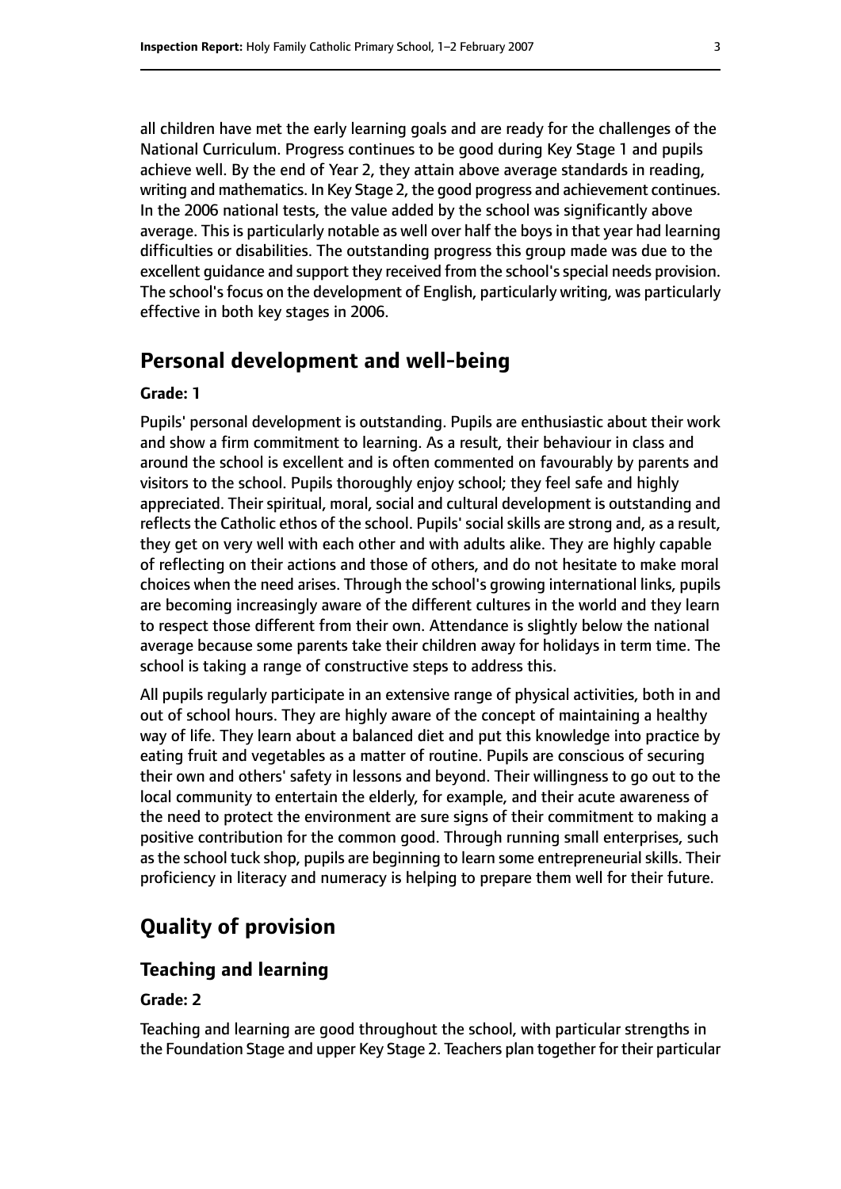all children have met the early learning goals and are ready for the challenges of the National Curriculum. Progress continues to be good during Key Stage 1 and pupils achieve well. By the end of Year 2, they attain above average standards in reading, writing and mathematics. In Key Stage 2, the good progress and achievement continues. In the 2006 national tests, the value added by the school was significantly above average. This is particularly notable as well over half the boys in that year had learning difficulties or disabilities. The outstanding progress this group made was due to the excellent guidance and support they received from the school's special needs provision. The school's focus on the development of English, particularly writing, was particularly effective in both key stages in 2006.

## Personal development and well-being

**Grade: 1**

Pupils' personal development is outstanding. Pupils are enthusiastic about their work and show a firm commitment to learning. As a result, their behaviour in class and around the school is excellent and is often commented on favourably by parents and visitors to the school. Pupils thoroughly enjoy school; they feel safe and highly appreciated. Their spiritual, moral, social and cultural development is outstanding and reflects the Catholic ethos of the school. Pupils' social skills are strong and, as a result, they get on very well with each other and with adults alike. They are highly capable of reflecting on their actions and those of others, and do not hesitate to make moral choices when the need arises. Through the school's growing international links, pupils are becoming increasingly aware of the different cultures in the world and they learn to respect those different from their own. Attendance is slightly below the national average because some parents take their children away for holidays in term time. The school is taking a range of constructive steps to address this.

All pupils regularly participate in an extensive range of physical activities, both in and out of school hours. They are highly aware of the concept of maintaining a healthy way of life. They learn about a balanced diet and put this knowledge into practice by eating fruit and vegetables as a matter of routine. Pupils are conscious of securing their own and others' safety in lessons and beyond. Their willingness to go out to the local community to entertain the elderly, for example, and their acute awareness of the need to protect the environment are sure signs of their commitment to making a positive contribution for the common good. Through running small enterprises, such as the school tuck shop, pupils are beginning to learn some entrepreneurial skills. Their proficiency in literacy and numeracy is helping to prepare them well for their future.

## Quality of provision

### Teaching and learning

**Grade: 2**

Teaching and learning are good throughout the school, with particular strengths in the Foundation Stage and upper Key Stage 2. Teachers plan together for their particular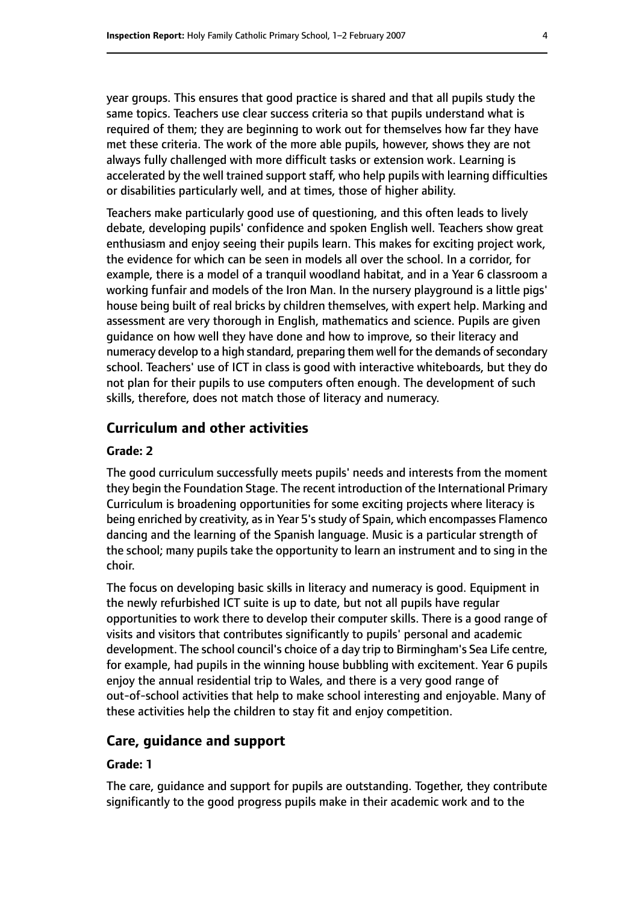year groups. This ensures that good practice is shared and that all pupils study the same topics. Teachers use clear success criteria so that pupils understand what is required of them; they are beginning to work out for themselves how far they have met these criteria. The work of the more able pupils, however, shows they are not always fully challenged with more difficult tasks or extension work. Learning is accelerated by the well trained support staff, who help pupils with learning difficulties or disabilities particularly well, and at times, those of higher ability.

Teachers make particularly good use of questioning, and this often leads to lively debate, developing pupils' confidence and spoken English well. Teachers show great enthusiasm and enjoy seeing their pupils learn. This makes for exciting project work, the evidence for which can be seen in models all over the school. In a corridor, for example, there is a model of a tranquil woodland habitat, and in a Year 6 classroom a working funfair and models of the Iron Man. In the nursery playground is a little pigs' house being built of real bricks by children themselves, with expert help. Marking and assessment are very thorough in English, mathematics and science. Pupils are given guidance on how well they have done and how to improve, so their literacy and numeracy develop to a high standard, preparing them well for the demands of secondary school. Teachers' use of ICT in class is good with interactive whiteboards, but they do not plan for their pupils to use computers often enough. The development of such skills, therefore, does not match those of literacy and numeracy.

## Curriculum and other activities

#### Grade: 2

The good curriculum successfully meets pupils' needs and interests from the moment they begin the Foundation Stage. The recent introduction of the International Primary Curriculum is broadening opportunities for some exciting projects where literacy is being enriched by creativity, as in Year 5's study of Spain, which encompasses Flamenco dancing and the learning of the Spanish language. Music is a particular strength of the school; many pupils take the opportunity to learn an instrument and to sing in the choir.

The focus on developing basic skills in literacy and numeracy is good. Equipment in the newly refurbished ICT suite is up to date, but not all pupils have regular opportunities to work there to develop their computer skills. There is a good range of visits and visitors that contributes significantly to pupils' personal and academic development. The school council's choice of a day trip to Birmingham's Sea Life centre, for example, had pupils in the winning house bubbling with excitement. Year 6 pupils enjoy the annual residential trip to Wales, and there is a very good range of out-of-school activities that help to make school interesting and enjoyable. Many of these activities help the children to stay fit and enjoy competition.

## Care, guidance and support

#### Grade: 1

The care, guidance and support for pupils are outstanding. Together, they contribute significantly to the good progress pupils make in their academic work and to the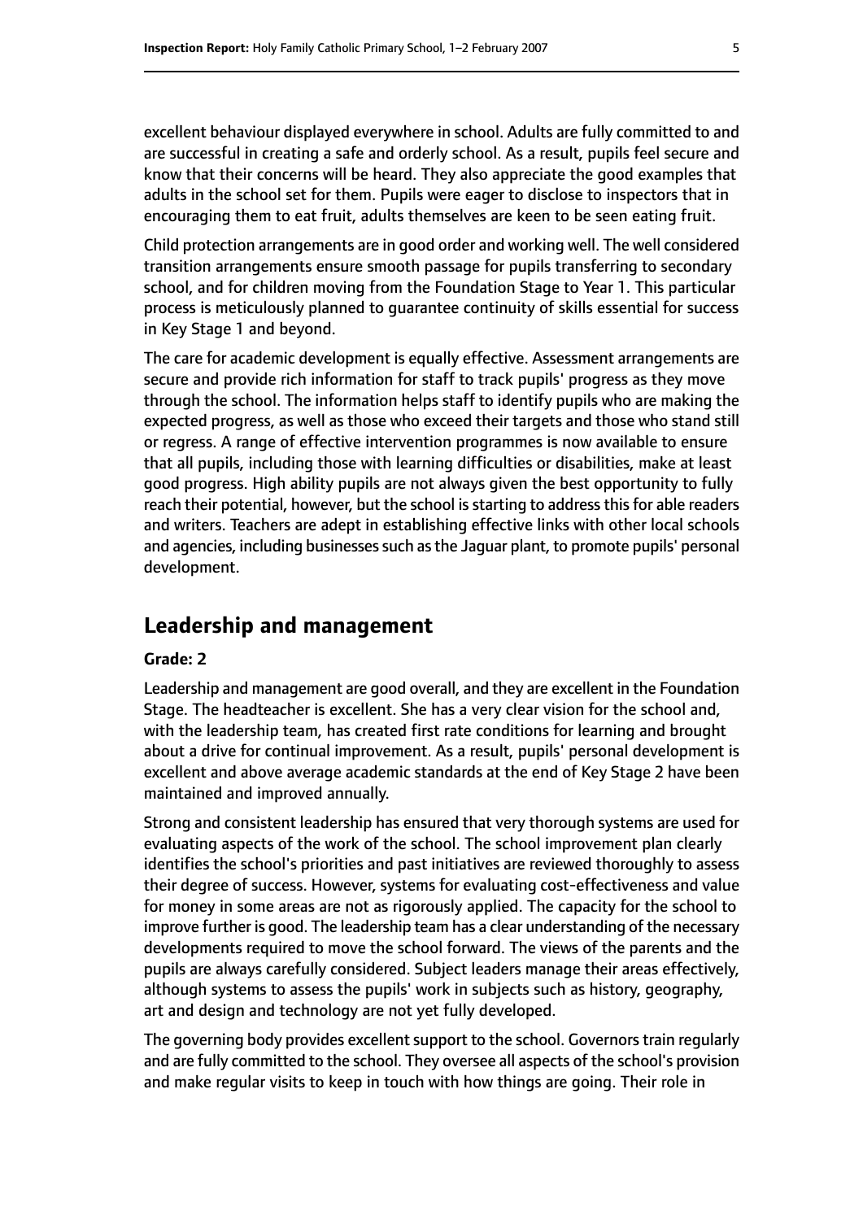excellent behaviour displayed everywhere in school. Adults are fully committed to and are successful in creating a safe and orderly school. As a result, pupils feel secure and know that their concerns will be heard. They also appreciate the good examples that adults in the school set for them. Pupils were eager to disclose to inspectors that in encouraging them to eat fruit, adults themselves are keen to be seen eating fruit.

Child protection arrangements are in good order and working well. The well considered transition arrangements ensure smooth passage for pupils transferring to secondary school, and for children moving from the Foundation Stage to Year 1. This particular process is meticulously planned to guarantee continuity of skills essential for success in Key Stage 1 and beyond.

The care for academic development is equally effective. Assessment arrangements are secure and provide rich information for staff to track pupils' progress as they move through the school. The information helps staff to identify pupils who are making the expected progress, as well as those who exceed their targets and those who stand still or regress. A range of effective intervention programmes is now available to ensure that all pupils, including those with learning difficulties or disabilities, make at least good progress. High ability pupils are not always given the best opportunity to fully reach their potential, however, but the school is starting to address this for able readers and writers. Teachers are adept in establishing effective links with other local schools and agencies, including businesses such as the Jaguar plant, to promote pupils' personal development.

## Leadership and management

#### Grade: 2

Leadership and management are good overall, and they are excellent in the Foundation Stage. The headteacher is excellent. She has a very clear vision for the school and, with the leadership team, has created first rate conditions for learning and brought about a drive for continual improvement. As a result, pupils' personal development is excellent and above average academic standards at the end of Key Stage 2 have been maintained and improved annually.

Strong and consistent leadership has ensured that very thorough systems are used for evaluating aspects of the work of the school. The school improvement plan clearly identifies the school's priorities and past initiatives are reviewed thoroughly to assess their degree of success. However, systems for evaluating cost-effectiveness and value for money in some areas are not as rigorously applied. The capacity for the school to improve further is good. The leadership team has a clear understanding of the necessary developments required to move the school forward. The views of the parents and the pupils are always carefully considered. Subject leaders manage their areas effectively, although systems to assess the pupils' work in subjects such as history, geography, art and design and technology are not yet fully developed.

The governing body provides excellent support to the school. Governors train regularly and are fully committed to the school. They oversee all aspects of the school's provision and make regular visits to keep in touch with how things are going. Their role in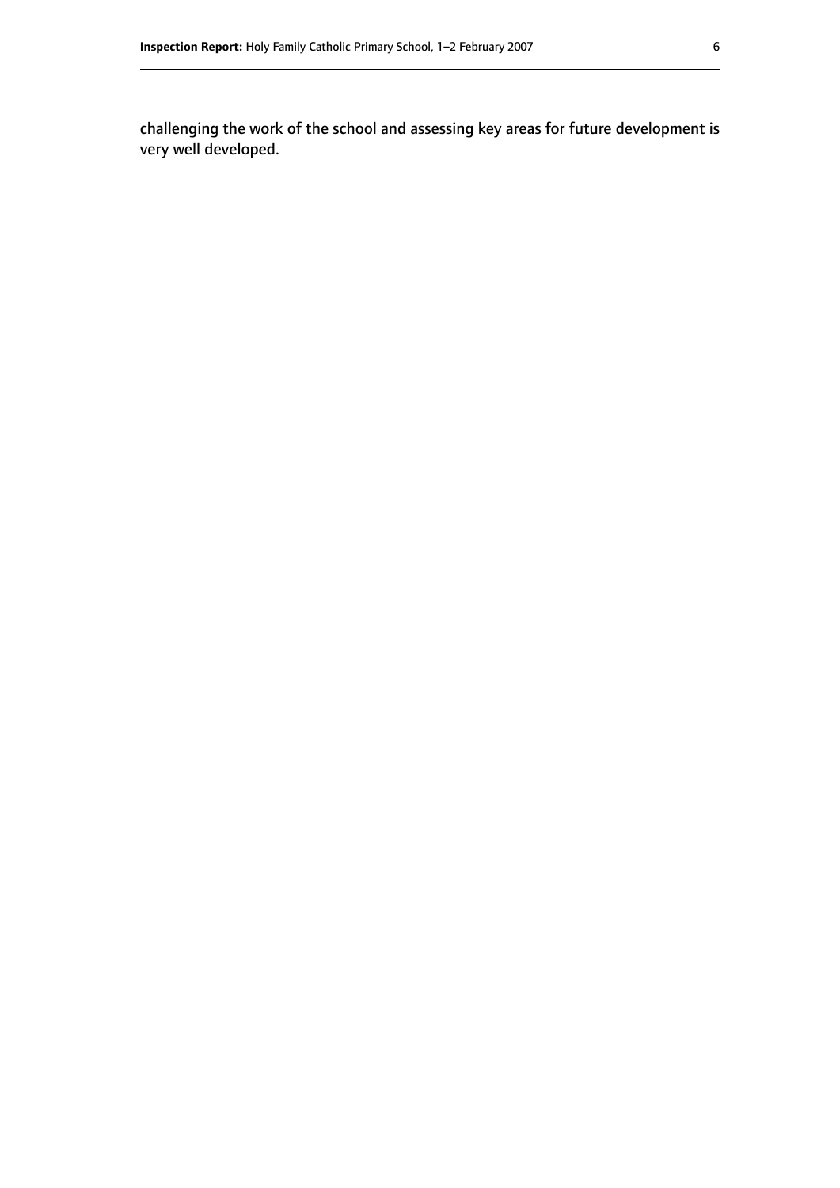challenging the work of the school and assessing key areas for future development is very well developed.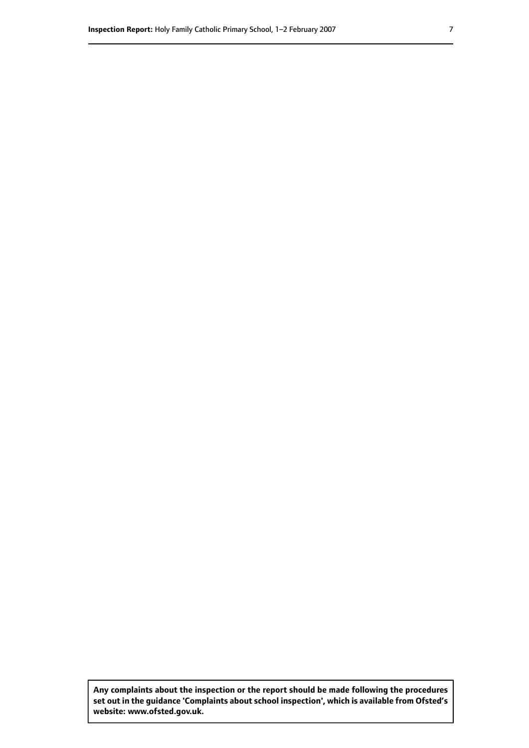**Any complaints about the inspection or the report should be made following the procedures set out in the guidance 'Complaints about school inspection', which is available from Ofsted's website: www.ofsted.gov.uk.**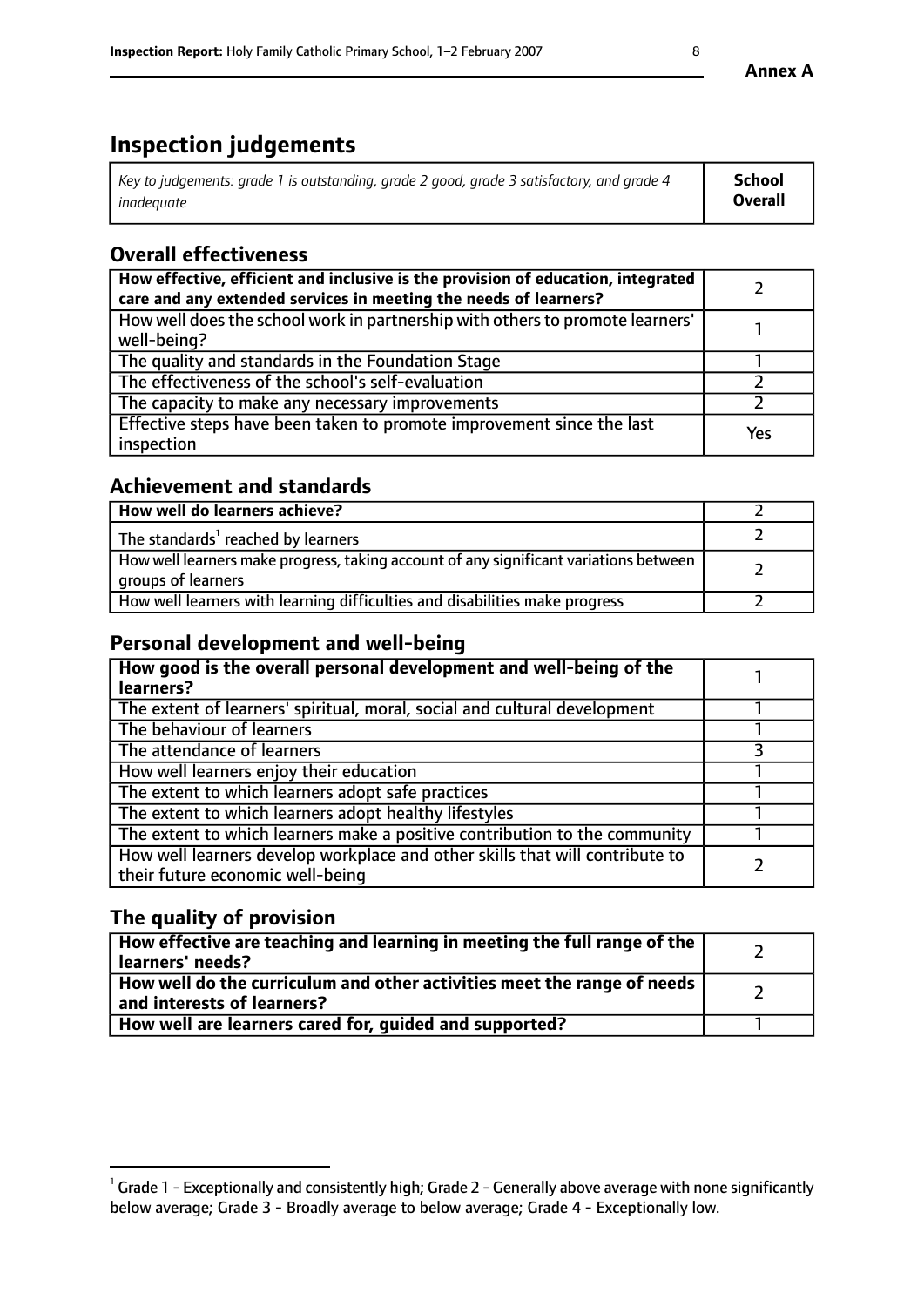**Annex A**

# Inspection judgements

| *Key to judgements: grade 1 is outstanding, grade 2 good, grade 3 satisfactory, and grade 4 inadequate* | **School Overall** |
|---|---|

## Overall effectiveness

| | |
|---|---|
| **How effective, efficient and inclusive is the provision of education, integrated care and any extended services in meeting the needs of learners?** | 2 |
| How well does the school work in partnership with others to promote learners' well-being? | 1 |
| The quality and standards in the Foundation Stage | 1 |
| The effectiveness of the school's self-evaluation | 2 |
| The capacity to make any necessary improvements | 2 |
| Effective steps have been taken to promote improvement since the last inspection | Yes |

## Achievement and standards

| | |
|---|---|
| **How well do learners achieve?** | 2 |
| The standards[1] reached by learners | 2 |
| How well learners make progress, taking account of any significant variations between groups of learners | 2 |
| How well learners with learning difficulties and disabilities make progress | 2 |

## Personal development and well-being

| | |
|---|---|
| **How good is the overall personal development and well-being of the learners?** | 1 |
| The extent of learners' spiritual, moral, social and cultural development | 1 |
| The behaviour of learners | 1 |
| The attendance of learners | 3 |
| How well learners enjoy their education | 1 |
| The extent to which learners adopt safe practices | 1 |
| The extent to which learners adopt healthy lifestyles | 1 |
| The extent to which learners make a positive contribution to the community | 1 |
| How well learners develop workplace and other skills that will contribute to their future economic well-being | 2 |

## The quality of provision

| | |
|---|---|
| **How effective are teaching and learning in meeting the full range of the learners' needs?** | 2 |
| **How well do the curriculum and other activities meet the range of needs and interests of learners?** | 2 |
| **How well are learners cared for, guided and supported?** | 1 |

[1] Grade 1 - Exceptionally and consistently high; Grade 2 - Generally above average with none significantly below average; Grade 3 - Broadly average to below average; Grade 4 - Exceptionally low.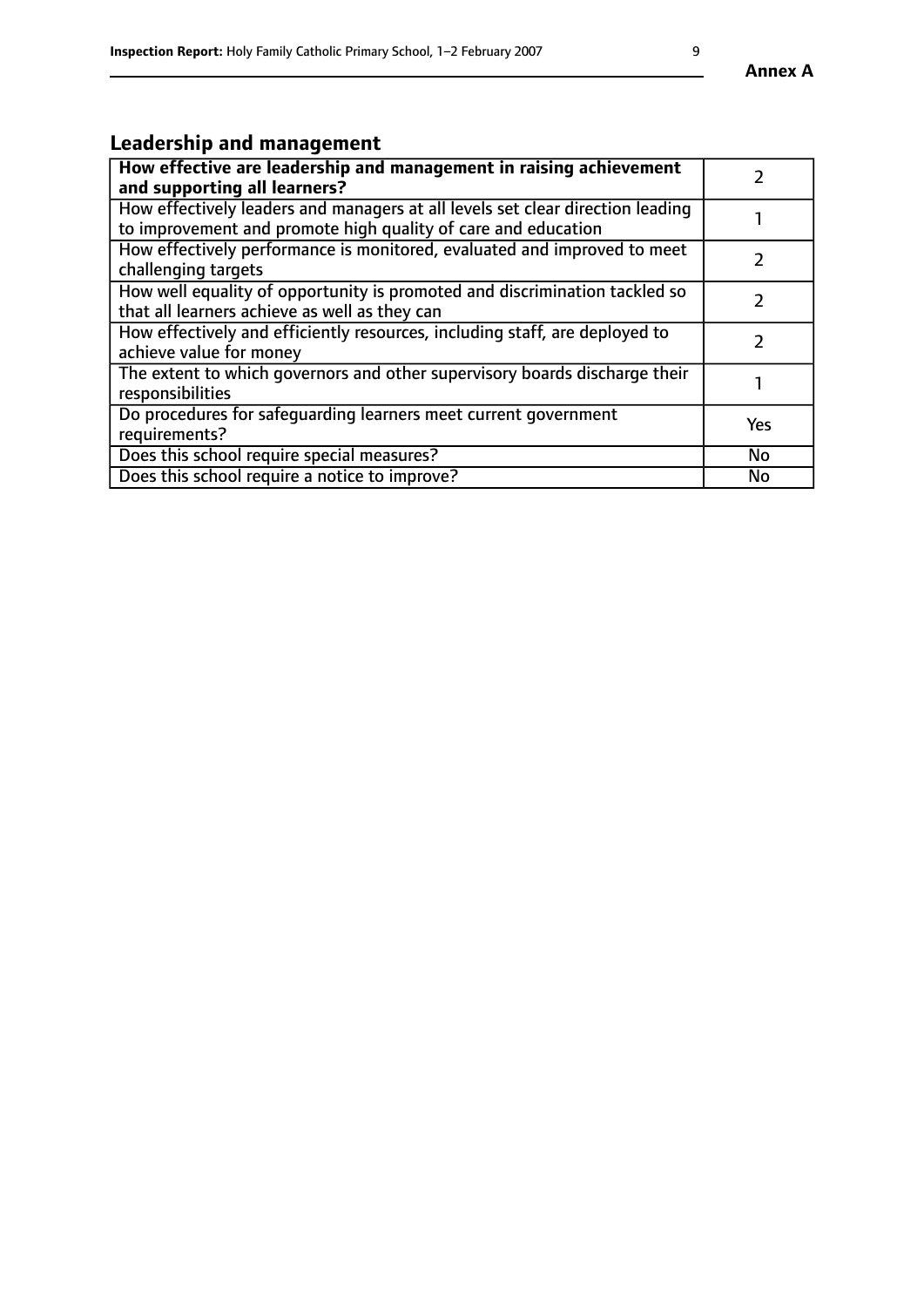## Leadership and management

| **How effective are leadership and management in raising achievement and supporting all learners?** | 2 |
|---|---|
| How effectively leaders and managers at all levels set clear direction leading to improvement and promote high quality of care and education | 1 |
| How effectively performance is monitored, evaluated and improved to meet challenging targets | 2 |
| How well equality of opportunity is promoted and discrimination tackled so that all learners achieve as well as they can | 2 |
| How effectively and efficiently resources, including staff, are deployed to achieve value for money | 2 |
| The extent to which governors and other supervisory boards discharge their responsibilities | 1 |
| Do procedures for safeguarding learners meet current government requirements? | Yes |
| Does this school require special measures? | No |
| Does this school require a notice to improve? | No |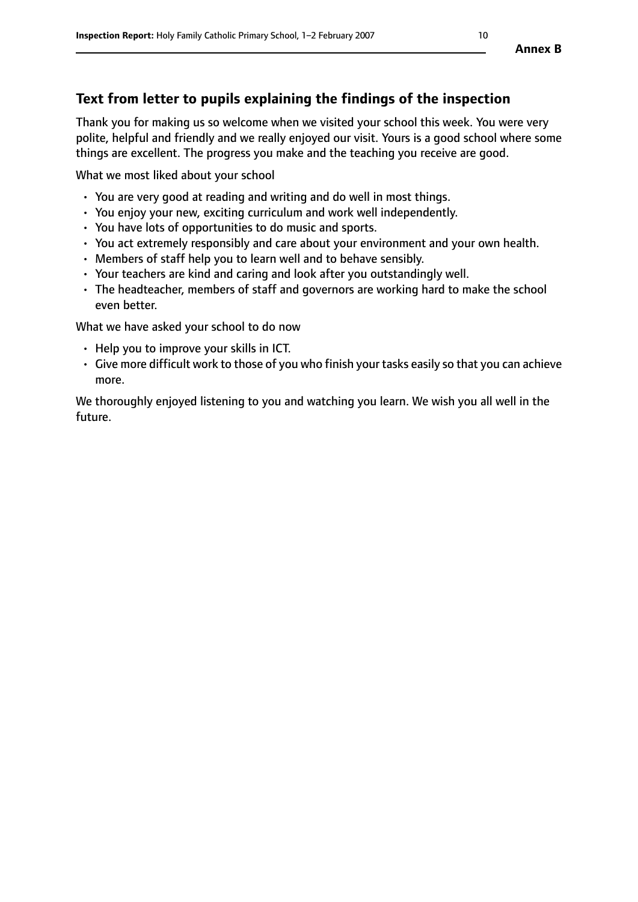## Text from letter to pupils explaining the findings of the inspection

Thank you for making us so welcome when we visited your school this week. You were very polite, helpful and friendly and we really enjoyed our visit. Yours is a good school where some things are excellent. The progress you make and the teaching you receive are good.

What we most liked about your school

- You are very good at reading and writing and do well in most things.
- You enjoy your new, exciting curriculum and work well independently.
- You have lots of opportunities to do music and sports.
- You act extremely responsibly and care about your environment and your own health.
- Members of staff help you to learn well and to behave sensibly.
- Your teachers are kind and caring and look after you outstandingly well.
- The headteacher, members of staff and governors are working hard to make the school even better.

What we have asked your school to do now

- Help you to improve your skills in ICT.
- Give more difficult work to those of you who finish your tasks easily so that you can achieve more.

We thoroughly enjoyed listening to you and watching you learn. We wish you all well in the future.